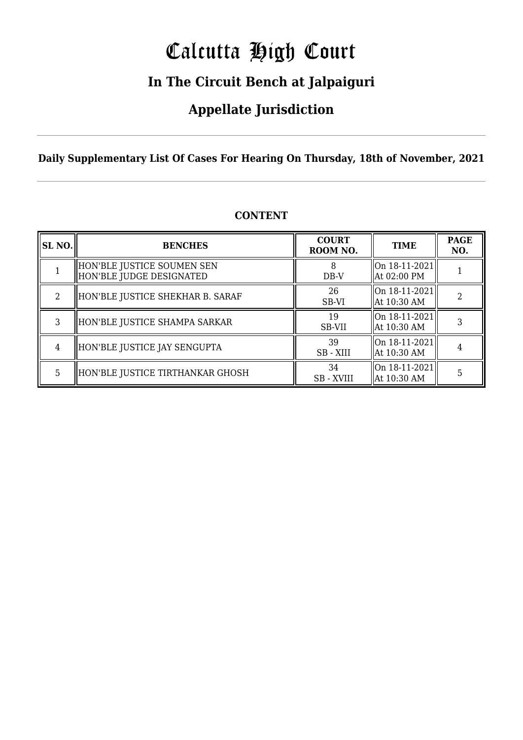# Calcutta High Court

## In The Circuit Bench at Jalpaiguri

## Appellate Jurisdiction

**Daily Supplementary List Of Cases For Hearing On Thursday, 18th of November, 2021**

**CONTENT**

| SL NO. | BENCHES | COURT ROOM NO. | TIME | PAGE NO. |
|---|---|---|---|---|
| 1 | HON'BLE JUSTICE SOUMEN SEN<br>HON'BLE JUDGE DESIGNATED | 8<br>DB-V | On 18-11-2021<br>At 02:00 PM | 1 |
| 2 | HON'BLE JUSTICE SHEKHAR B. SARAF | 26<br>SB-VI | On 18-11-2021<br>At 10:30 AM | 2 |
| 3 | HON'BLE JUSTICE SHAMPA SARKAR | 19<br>SB-VII | On 18-11-2021<br>At 10:30 AM | 3 |
| 4 | HON'BLE JUSTICE JAY SENGUPTA | 39<br>SB - XIII | On 18-11-2021<br>At 10:30 AM | 4 |
| 5 | HON'BLE JUSTICE TIRTHANKAR GHOSH | 34<br>SB - XVIII | On 18-11-2021<br>At 10:30 AM | 5 |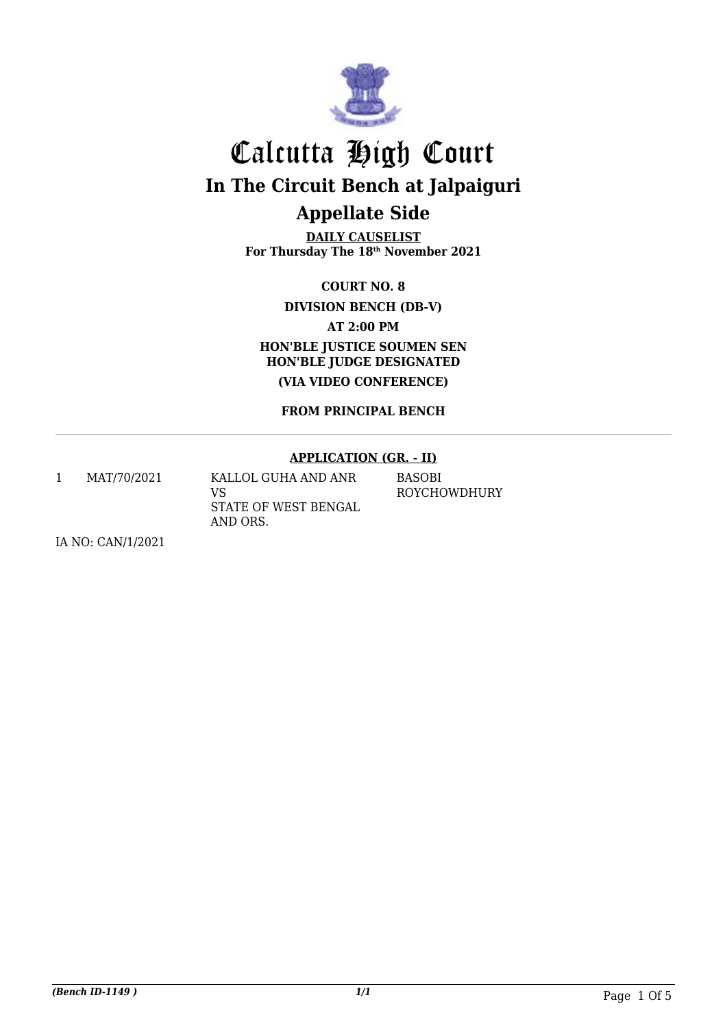# Calcutta High Court

## In The Circuit Bench at Jalpaiguri

## Appellate Side

**DAILY CAUSELIST**
**For Thursday The 18th November 2021**

**COURT NO. 8**

**DIVISION BENCH (DB-V)**

**AT 2:00 PM**

**HON'BLE JUSTICE SOUMEN SEN**
**HON'BLE JUDGE DESIGNATED**

**(VIA VIDEO CONFERENCE)**

**FROM PRINCIPAL BENCH**

**APPLICATION (GR. - II)**

| | | | |
|---|---|---|---|
| 1 | MAT/70/2021 | KALLOL GUHA AND ANR<br>VS<br>STATE OF WEST BENGAL AND ORS. | BASOBI ROYCHOWDHURY |

IA NO: CAN/1/2021

*(Bench ID-1149 )*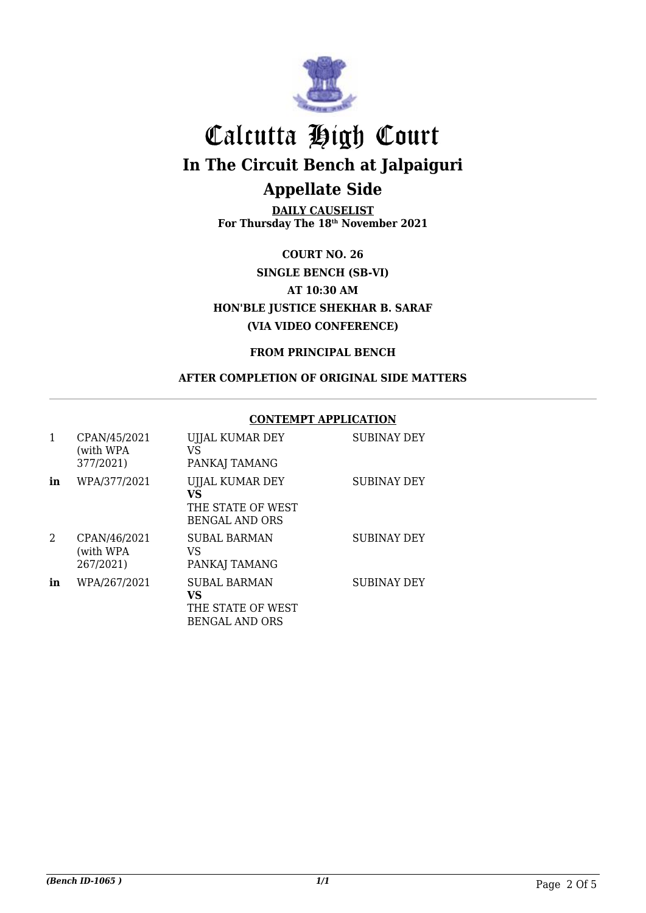# Calcutta High Court

## In The Circuit Bench at Jalpaiguri

## Appellate Side

**DAILY CAUSELIST**
**For Thursday The 18th November 2021**

**COURT NO. 26**

**SINGLE BENCH (SB-VI)**

**AT 10:30 AM**

**HON'BLE JUSTICE SHEKHAR B. SARAF**

**(VIA VIDEO CONFERENCE)**

**FROM PRINCIPAL BENCH**

**AFTER COMPLETION OF ORIGINAL SIDE MATTERS**

**CONTEMPT APPLICATION**

| | | | |
|---|---|---|---|
| 1 | CPAN/45/2021 (with WPA 377/2021) | UJJAL KUMAR DEY VS PANKAJ TAMANG | SUBINAY DEY |
| **in** | WPA/377/2021 | UJJAL KUMAR DEY **VS** THE STATE OF WEST BENGAL AND ORS | SUBINAY DEY |
| 2 | CPAN/46/2021 (with WPA 267/2021) | SUBAL BARMAN VS PANKAJ TAMANG | SUBINAY DEY |
| **in** | WPA/267/2021 | SUBAL BARMAN **VS** THE STATE OF WEST BENGAL AND ORS | SUBINAY DEY |

*(Bench ID-1065 )* *1/1*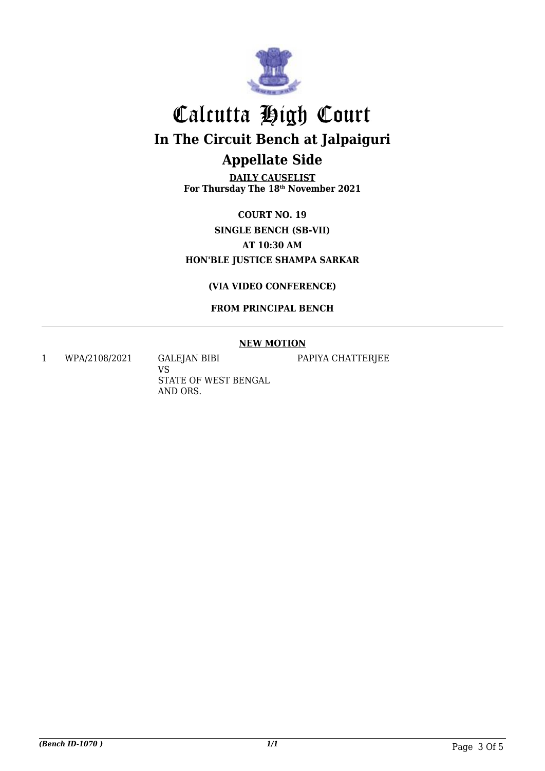# Calcutta High Court

## In The Circuit Bench at Jalpaiguri

## Appellate Side

**DAILY CAUSELIST**
**For Thursday The 18th November 2021**

**COURT NO. 19**

**SINGLE BENCH (SB-VII)**

**AT 10:30 AM**

**HON'BLE JUSTICE SHAMPA SARKAR**

**(VIA VIDEO CONFERENCE)**

**FROM PRINCIPAL BENCH**

---

**NEW MOTION**

| | | | |
|---|---|---|---|
| 1 | WPA/2108/2021 | GALEJAN BIBI<br>VS<br>STATE OF WEST BENGAL AND ORS. | PAPIYA CHATTERJEE |

*(Bench ID-1070 )*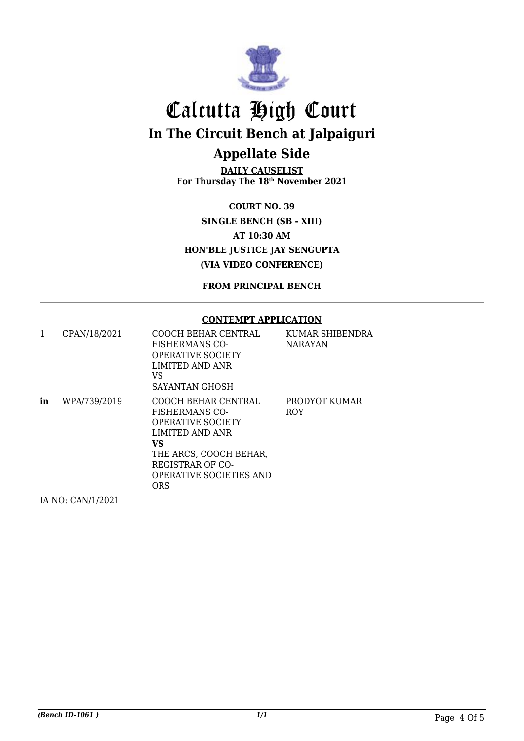# Calcutta High Court

## In The Circuit Bench at Jalpaiguri

## Appellate Side

**DAILY CAUSELIST**
**For Thursday The 18th November 2021**

**COURT NO. 39**
**SINGLE BENCH (SB - XIII)**
**AT 10:30 AM**
**HON'BLE JUSTICE JAY SENGUPTA**
**(VIA VIDEO CONFERENCE)**

**FROM PRINCIPAL BENCH**

**CONTEMPT APPLICATION**

| | | | |
|---|---|---|---|
| 1 | CPAN/18/2021 | COOCH BEHAR CENTRAL FISHERMANS CO-OPERATIVE SOCIETY LIMITED AND ANR VS SAYANTAN GHOSH | KUMAR SHIBENDRA NARAYAN |
| **in** | WPA/739/2019 | COOCH BEHAR CENTRAL FISHERMANS CO-OPERATIVE SOCIETY LIMITED AND ANR **VS** THE ARCS, COOCH BEHAR, REGISTRAR OF CO-OPERATIVE SOCIETIES AND ORS | PRODYOT KUMAR ROY |

IA NO: CAN/1/2021

*(Bench ID-1061 )*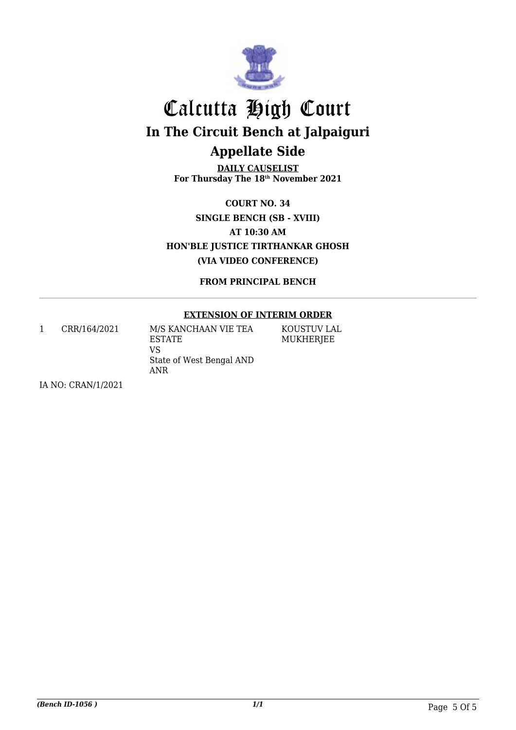# Calcutta High Court

## In The Circuit Bench at Jalpaiguri

## Appellate Side

**DAILY CAUSELIST**
**For Thursday The 18th November 2021**

**COURT NO. 34**
**SINGLE BENCH (SB - XVIII)**
**AT 10:30 AM**
**HON'BLE JUSTICE TIRTHANKAR GHOSH**
**(VIA VIDEO CONFERENCE)**

**FROM PRINCIPAL BENCH**

**EXTENSION OF INTERIM ORDER**

| | | | |
|---|---|---|---|
| 1 | CRR/164/2021 | M/S KANCHAAN VIE TEA ESTATE<br>VS<br>State of West Bengal AND ANR | KOUSTUV LAL MUKHERJEE |

IA NO: CRAN/1/2021

*(Bench ID-1056 )*